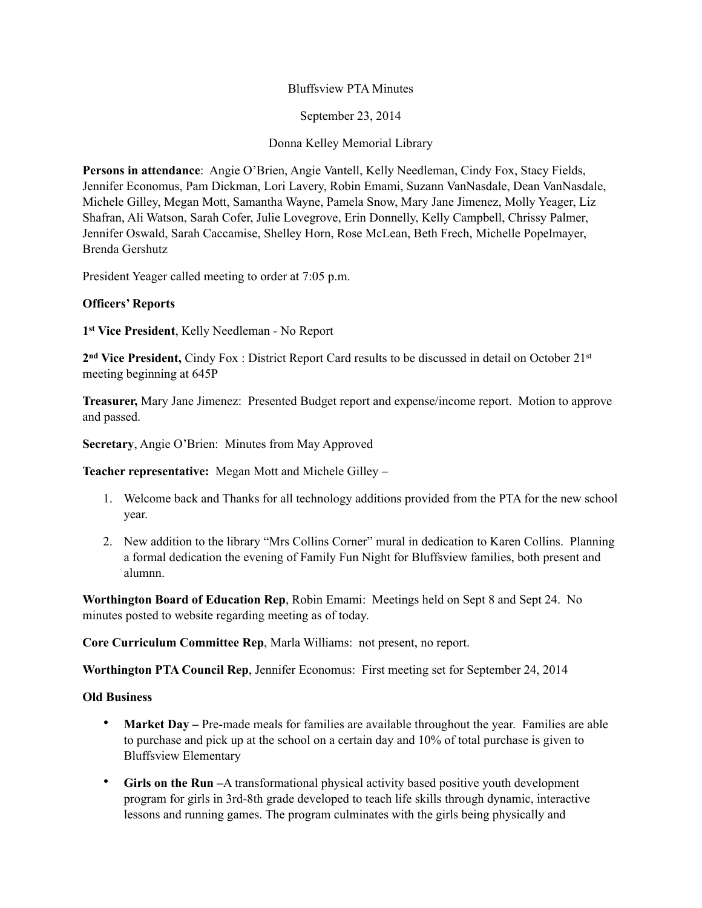Bluffsview PTA Minutes

September 23, 2014

Donna Kelley Memorial Library

**Persons in attendance**: Angie O'Brien, Angie Vantell, Kelly Needleman, Cindy Fox, Stacy Fields, Jennifer Economus, Pam Dickman, Lori Lavery, Robin Emami, Suzann VanNasdale, Dean VanNasdale, Michele Gilley, Megan Mott, Samantha Wayne, Pamela Snow, Mary Jane Jimenez, Molly Yeager, Liz Shafran, Ali Watson, Sarah Cofer, Julie Lovegrove, Erin Donnelly, Kelly Campbell, Chrissy Palmer, Jennifer Oswald, Sarah Caccamise, Shelley Horn, Rose McLean, Beth Frech, Michelle Popelmayer, Brenda Gershutz

President Yeager called meeting to order at 7:05 p.m.

**Officers' Reports**

**1st Vice President**, Kelly Needleman - No Report

**2nd Vice President,** Cindy Fox : District Report Card results to be discussed in detail on October 21st meeting beginning at 645P

**Treasurer,** Mary Jane Jimenez: Presented Budget report and expense/income report. Motion to approve and passed.

**Secretary**, Angie O'Brien: Minutes from May Approved

**Teacher representative:** Megan Mott and Michele Gilley –

1. Welcome back and Thanks for all technology additions provided from the PTA for the new school year.
2. New addition to the library "Mrs Collins Corner" mural in dedication to Karen Collins. Planning a formal dedication the evening of Family Fun Night for Bluffsview families, both present and alumnn.

**Worthington Board of Education Rep**, Robin Emami: Meetings held on Sept 8 and Sept 24. No minutes posted to website regarding meeting as of today.

**Core Curriculum Committee Rep**, Marla Williams: not present, no report.

**Worthington PTA Council Rep**, Jennifer Economus: First meeting set for September 24, 2014

**Old Business**

- **Market Day –** Pre-made meals for families are available throughout the year. Families are able to purchase and pick up at the school on a certain day and 10% of total purchase is given to Bluffsview Elementary
- **Girls on the Run –**A transformational physical activity based positive youth development program for girls in 3rd-8th grade developed to teach life skills through dynamic, interactive lessons and running games. The program culminates with the girls being physically and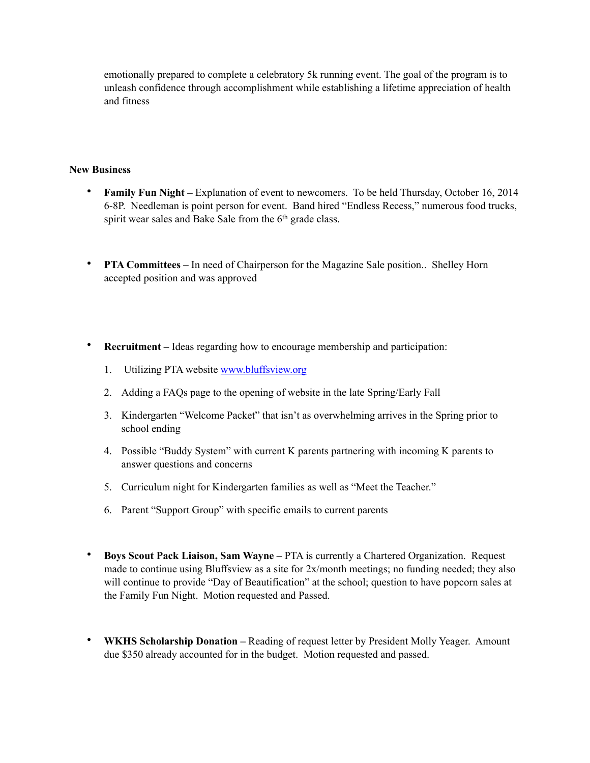emotionally prepared to complete a celebratory 5k running event. The goal of the program is to unleash confidence through accomplishment while establishing a lifetime appreciation of health and fitness

**New Business**

- **Family Fun Night –** Explanation of event to newcomers. To be held Thursday, October 16, 2014 6-8P. Needleman is point person for event. Band hired "Endless Recess," numerous food trucks, spirit wear sales and Bake Sale from the 6th grade class.

- **PTA Committees –** In need of Chairperson for the Magazine Sale position.. Shelley Horn accepted position and was approved

- **Recruitment –** Ideas regarding how to encourage membership and participation:

  1. Utilizing PTA website [www.bluffsview.org](http://www.bluffsview.org)
  2. Adding a FAQs page to the opening of website in the late Spring/Early Fall
  3. Kindergarten "Welcome Packet" that isn't as overwhelming arrives in the Spring prior to school ending
  4. Possible "Buddy System" with current K parents partnering with incoming K parents to answer questions and concerns
  5. Curriculum night for Kindergarten families as well as "Meet the Teacher."
  6. Parent "Support Group" with specific emails to current parents

- **Boys Scout Pack Liaison, Sam Wayne –** PTA is currently a Chartered Organization. Request made to continue using Bluffsview as a site for 2x/month meetings; no funding needed; they also will continue to provide "Day of Beautification" at the school; question to have popcorn sales at the Family Fun Night. Motion requested and Passed.

- **WKHS Scholarship Donation –** Reading of request letter by President Molly Yeager. Amount due $350 already accounted for in the budget. Motion requested and passed.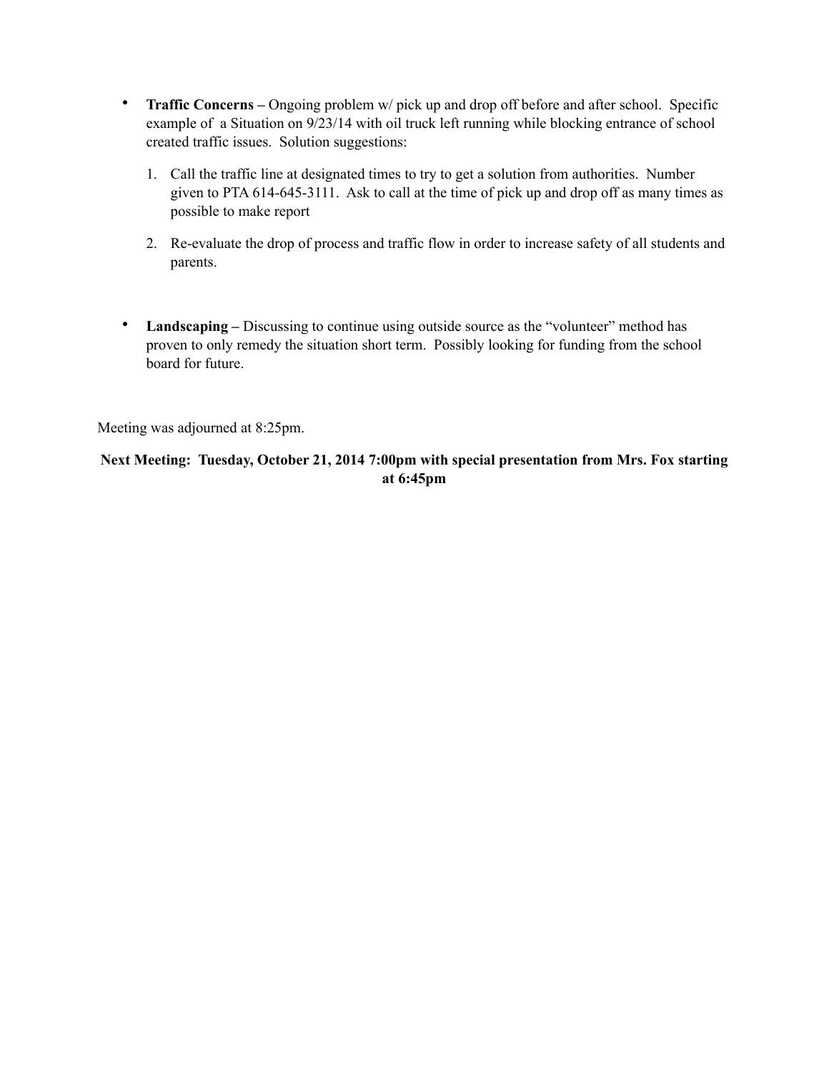- **Traffic Concerns –** Ongoing problem w/ pick up and drop off before and after school. Specific example of a Situation on 9/23/14 with oil truck left running while blocking entrance of school created traffic issues. Solution suggestions:

  1. Call the traffic line at designated times to try to get a solution from authorities. Number given to PTA 614-645-3111. Ask to call at the time of pick up and drop off as many times as possible to make report
  2. Re-evaluate the drop of process and traffic flow in order to increase safety of all students and parents.

- **Landscaping –** Discussing to continue using outside source as the "volunteer" method has proven to only remedy the situation short term. Possibly looking for funding from the school board for future.

Meeting was adjourned at 8:25pm.

**Next Meeting: Tuesday, October 21, 2014 7:00pm with special presentation from Mrs. Fox starting at 6:45pm**